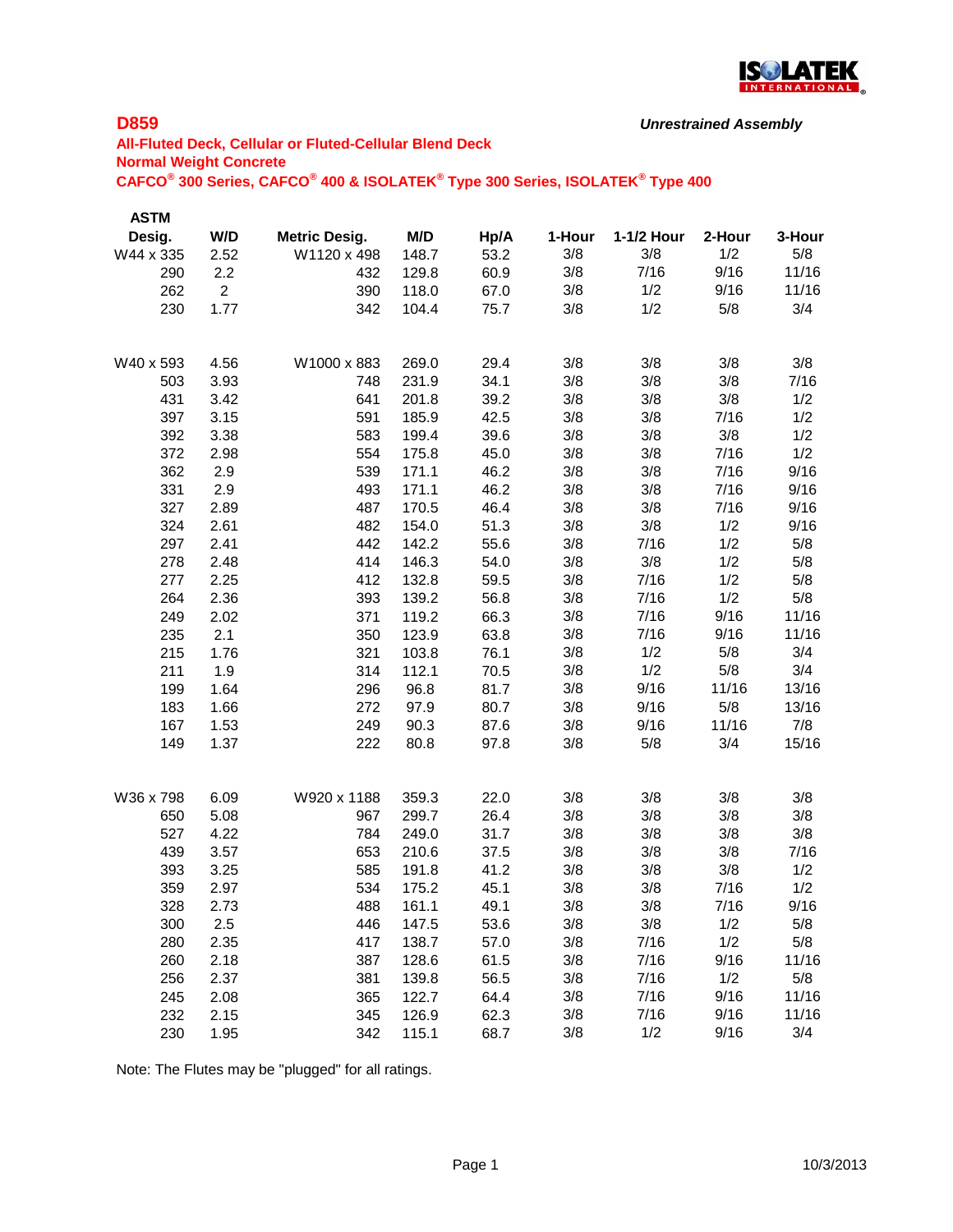# D859

***Unrestrained Assembly***

**All-Fluted Deck, Cellular or Fluted-Cellular Blend Deck**
**Normal Weight Concrete**
**CAFCO® 300 Series, CAFCO® 400 & ISOLATEK® Type 300 Series, ISOLATEK® Type 400**

| ASTM Desig. | W/D | Metric Desig. | M/D | Hp/A | 1-Hour | 1-1/2 Hour | 2-Hour | 3-Hour |
|---|---|---|---|---|---|---|---|---|
| W44 x 335 | 2.52 | W1120 x 498 | 148.7 | 53.2 | 3/8 | 3/8 | 1/2 | 5/8 |
| 290 | 2.2 | 432 | 129.8 | 60.9 | 3/8 | 7/16 | 9/16 | 11/16 |
| 262 | 2 | 390 | 118.0 | 67.0 | 3/8 | 1/2 | 9/16 | 11/16 |
| 230 | 1.77 | 342 | 104.4 | 75.7 | 3/8 | 1/2 | 5/8 | 3/4 |
| | | | | | | | | |
| W40 x 593 | 4.56 | W1000 x 883 | 269.0 | 29.4 | 3/8 | 3/8 | 3/8 | 3/8 |
| 503 | 3.93 | 748 | 231.9 | 34.1 | 3/8 | 3/8 | 3/8 | 7/16 |
| 431 | 3.42 | 641 | 201.8 | 39.2 | 3/8 | 3/8 | 3/8 | 1/2 |
| 397 | 3.15 | 591 | 185.9 | 42.5 | 3/8 | 3/8 | 7/16 | 1/2 |
| 392 | 3.38 | 583 | 199.4 | 39.6 | 3/8 | 3/8 | 3/8 | 1/2 |
| 372 | 2.98 | 554 | 175.8 | 45.0 | 3/8 | 3/8 | 7/16 | 1/2 |
| 362 | 2.9 | 539 | 171.1 | 46.2 | 3/8 | 3/8 | 7/16 | 9/16 |
| 331 | 2.9 | 493 | 171.1 | 46.2 | 3/8 | 3/8 | 7/16 | 9/16 |
| 327 | 2.89 | 487 | 170.5 | 46.4 | 3/8 | 3/8 | 7/16 | 9/16 |
| 324 | 2.61 | 482 | 154.0 | 51.3 | 3/8 | 3/8 | 1/2 | 9/16 |
| 297 | 2.41 | 442 | 142.2 | 55.6 | 3/8 | 7/16 | 1/2 | 5/8 |
| 278 | 2.48 | 414 | 146.3 | 54.0 | 3/8 | 3/8 | 1/2 | 5/8 |
| 277 | 2.25 | 412 | 132.8 | 59.5 | 3/8 | 7/16 | 1/2 | 5/8 |
| 264 | 2.36 | 393 | 139.2 | 56.8 | 3/8 | 7/16 | 1/2 | 5/8 |
| 249 | 2.02 | 371 | 119.2 | 66.3 | 3/8 | 7/16 | 9/16 | 11/16 |
| 235 | 2.1 | 350 | 123.9 | 63.8 | 3/8 | 7/16 | 9/16 | 11/16 |
| 215 | 1.76 | 321 | 103.8 | 76.1 | 3/8 | 1/2 | 5/8 | 3/4 |
| 211 | 1.9 | 314 | 112.1 | 70.5 | 3/8 | 1/2 | 5/8 | 3/4 |
| 199 | 1.64 | 296 | 96.8 | 81.7 | 3/8 | 9/16 | 11/16 | 13/16 |
| 183 | 1.66 | 272 | 97.9 | 80.7 | 3/8 | 9/16 | 5/8 | 13/16 |
| 167 | 1.53 | 249 | 90.3 | 87.6 | 3/8 | 9/16 | 11/16 | 7/8 |
| 149 | 1.37 | 222 | 80.8 | 97.8 | 3/8 | 5/8 | 3/4 | 15/16 |
| | | | | | | | | |
| W36 x 798 | 6.09 | W920 x 1188 | 359.3 | 22.0 | 3/8 | 3/8 | 3/8 | 3/8 |
| 650 | 5.08 | 967 | 299.7 | 26.4 | 3/8 | 3/8 | 3/8 | 3/8 |
| 527 | 4.22 | 784 | 249.0 | 31.7 | 3/8 | 3/8 | 3/8 | 3/8 |
| 439 | 3.57 | 653 | 210.6 | 37.5 | 3/8 | 3/8 | 3/8 | 7/16 |
| 393 | 3.25 | 585 | 191.8 | 41.2 | 3/8 | 3/8 | 3/8 | 1/2 |
| 359 | 2.97 | 534 | 175.2 | 45.1 | 3/8 | 3/8 | 7/16 | 1/2 |
| 328 | 2.73 | 488 | 161.1 | 49.1 | 3/8 | 3/8 | 7/16 | 9/16 |
| 300 | 2.5 | 446 | 147.5 | 53.6 | 3/8 | 3/8 | 1/2 | 5/8 |
| 280 | 2.35 | 417 | 138.7 | 57.0 | 3/8 | 7/16 | 1/2 | 5/8 |
| 260 | 2.18 | 387 | 128.6 | 61.5 | 3/8 | 7/16 | 9/16 | 11/16 |
| 256 | 2.37 | 381 | 139.8 | 56.5 | 3/8 | 7/16 | 1/2 | 5/8 |
| 245 | 2.08 | 365 | 122.7 | 64.4 | 3/8 | 7/16 | 9/16 | 11/16 |
| 232 | 2.15 | 345 | 126.9 | 62.3 | 3/8 | 7/16 | 9/16 | 11/16 |
| 230 | 1.95 | 342 | 115.1 | 68.7 | 3/8 | 1/2 | 9/16 | 3/4 |

Note: The Flutes may be "plugged" for all ratings.

10/3/2013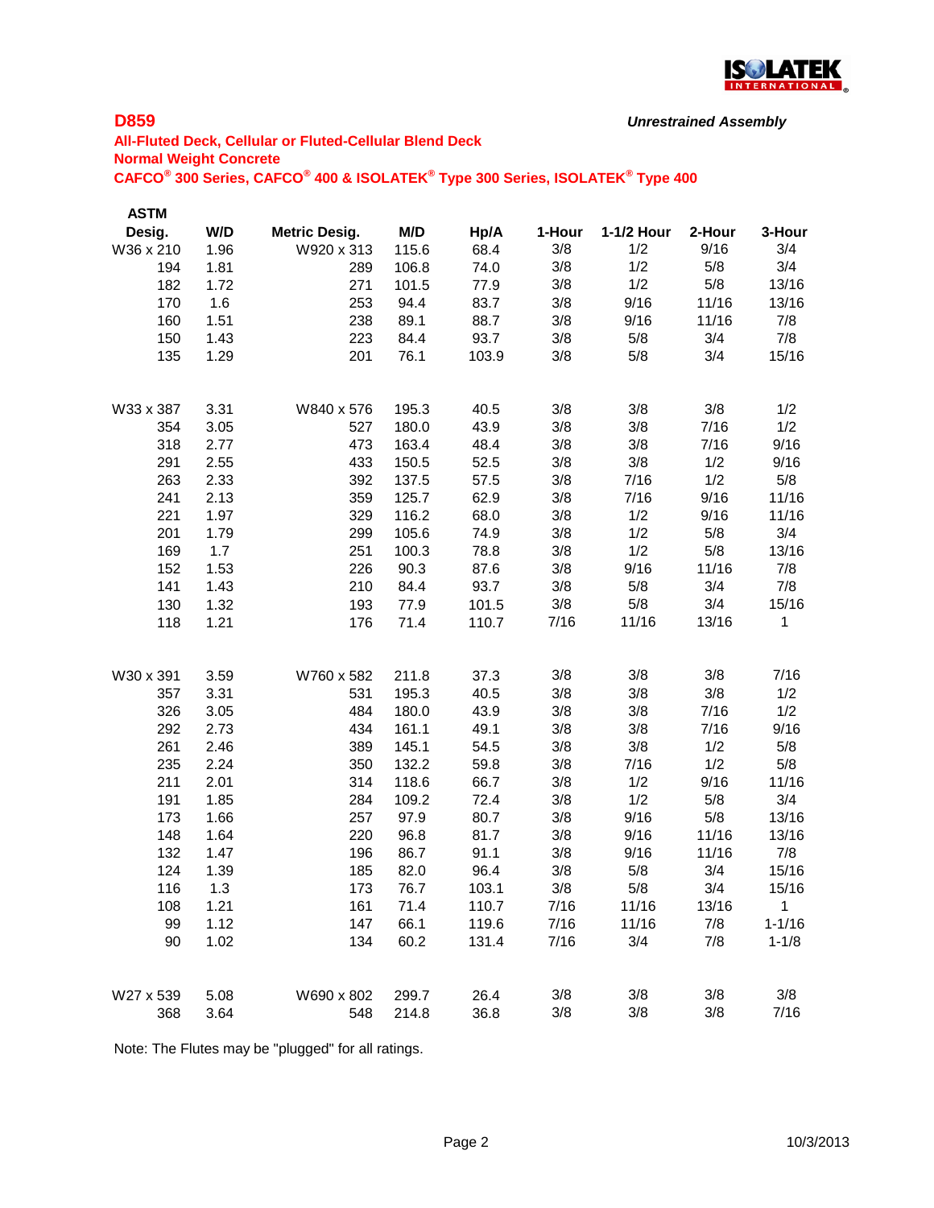## D859

*Unrestrained Assembly*

**All-Fluted Deck, Cellular or Fluted-Cellular Blend Deck**
**Normal Weight Concrete**
**CAFCO® 300 Series, CAFCO® 400 & ISOLATEK® Type 300 Series, ISOLATEK® Type 400**

| ASTM Desig. | W/D | Metric Desig. | M/D | Hp/A | 1-Hour | 1-1/2 Hour | 2-Hour | 3-Hour |
|---|---|---|---|---|---|---|---|---|
| W36 x 210 | 1.96 | W920 x 313 | 115.6 | 68.4 | 3/8 | 1/2 | 9/16 | 3/4 |
| 194 | 1.81 | 289 | 106.8 | 74.0 | 3/8 | 1/2 | 5/8 | 3/4 |
| 182 | 1.72 | 271 | 101.5 | 77.9 | 3/8 | 1/2 | 5/8 | 13/16 |
| 170 | 1.6 | 253 | 94.4 | 83.7 | 3/8 | 9/16 | 11/16 | 13/16 |
| 160 | 1.51 | 238 | 89.1 | 88.7 | 3/8 | 9/16 | 11/16 | 7/8 |
| 150 | 1.43 | 223 | 84.4 | 93.7 | 3/8 | 5/8 | 3/4 | 7/8 |
| 135 | 1.29 | 201 | 76.1 | 103.9 | 3/8 | 5/8 | 3/4 | 15/16 |
| | | | | | | | | |
| W33 x 387 | 3.31 | W840 x 576 | 195.3 | 40.5 | 3/8 | 3/8 | 3/8 | 1/2 |
| 354 | 3.05 | 527 | 180.0 | 43.9 | 3/8 | 3/8 | 7/16 | 1/2 |
| 318 | 2.77 | 473 | 163.4 | 48.4 | 3/8 | 3/8 | 7/16 | 9/16 |
| 291 | 2.55 | 433 | 150.5 | 52.5 | 3/8 | 3/8 | 1/2 | 9/16 |
| 263 | 2.33 | 392 | 137.5 | 57.5 | 3/8 | 7/16 | 1/2 | 5/8 |
| 241 | 2.13 | 359 | 125.7 | 62.9 | 3/8 | 7/16 | 9/16 | 11/16 |
| 221 | 1.97 | 329 | 116.2 | 68.0 | 3/8 | 1/2 | 9/16 | 11/16 |
| 201 | 1.79 | 299 | 105.6 | 74.9 | 3/8 | 1/2 | 5/8 | 3/4 |
| 169 | 1.7 | 251 | 100.3 | 78.8 | 3/8 | 1/2 | 5/8 | 13/16 |
| 152 | 1.53 | 226 | 90.3 | 87.6 | 3/8 | 9/16 | 11/16 | 7/8 |
| 141 | 1.43 | 210 | 84.4 | 93.7 | 3/8 | 5/8 | 3/4 | 7/8 |
| 130 | 1.32 | 193 | 77.9 | 101.5 | 3/8 | 5/8 | 3/4 | 15/16 |
| 118 | 1.21 | 176 | 71.4 | 110.7 | 7/16 | 11/16 | 13/16 | 1 |
| | | | | | | | | |
| W30 x 391 | 3.59 | W760 x 582 | 211.8 | 37.3 | 3/8 | 3/8 | 3/8 | 7/16 |
| 357 | 3.31 | 531 | 195.3 | 40.5 | 3/8 | 3/8 | 3/8 | 1/2 |
| 326 | 3.05 | 484 | 180.0 | 43.9 | 3/8 | 3/8 | 7/16 | 1/2 |
| 292 | 2.73 | 434 | 161.1 | 49.1 | 3/8 | 3/8 | 7/16 | 9/16 |
| 261 | 2.46 | 389 | 145.1 | 54.5 | 3/8 | 3/8 | 1/2 | 5/8 |
| 235 | 2.24 | 350 | 132.2 | 59.8 | 3/8 | 7/16 | 1/2 | 5/8 |
| 211 | 2.01 | 314 | 118.6 | 66.7 | 3/8 | 1/2 | 9/16 | 11/16 |
| 191 | 1.85 | 284 | 109.2 | 72.4 | 3/8 | 1/2 | 5/8 | 3/4 |
| 173 | 1.66 | 257 | 97.9 | 80.7 | 3/8 | 9/16 | 5/8 | 13/16 |
| 148 | 1.64 | 220 | 96.8 | 81.7 | 3/8 | 9/16 | 11/16 | 13/16 |
| 132 | 1.47 | 196 | 86.7 | 91.1 | 3/8 | 9/16 | 11/16 | 7/8 |
| 124 | 1.39 | 185 | 82.0 | 96.4 | 3/8 | 5/8 | 3/4 | 15/16 |
| 116 | 1.3 | 173 | 76.7 | 103.1 | 3/8 | 5/8 | 3/4 | 15/16 |
| 108 | 1.21 | 161 | 71.4 | 110.7 | 7/16 | 11/16 | 13/16 | 1 |
| 99 | 1.12 | 147 | 66.1 | 119.6 | 7/16 | 11/16 | 7/8 | 1-1/16 |
| 90 | 1.02 | 134 | 60.2 | 131.4 | 7/16 | 3/4 | 7/8 | 1-1/8 |
| | | | | | | | | |
| W27 x 539 | 5.08 | W690 x 802 | 299.7 | 26.4 | 3/8 | 3/8 | 3/8 | 3/8 |
| 368 | 3.64 | 548 | 214.8 | 36.8 | 3/8 | 3/8 | 3/8 | 7/16 |

Note: The Flutes may be "plugged" for all ratings.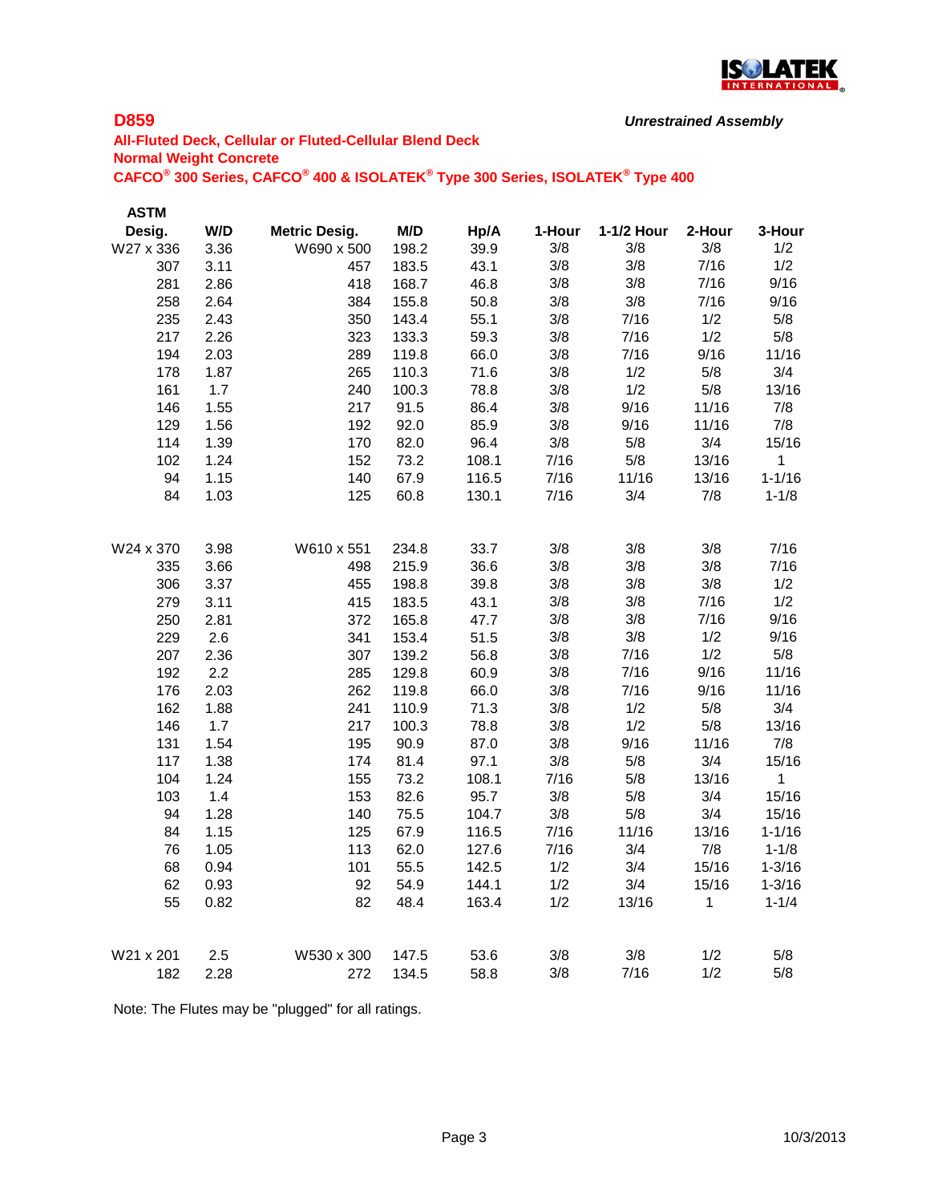## D859

*Unrestrained Assembly*

**All-Fluted Deck, Cellular or Fluted-Cellular Blend Deck**
**Normal Weight Concrete**
**CAFCO® 300 Series, CAFCO® 400 & ISOLATEK® Type 300 Series, ISOLATEK® Type 400**

| ASTM Desig. | W/D | Metric Desig. | M/D | Hp/A | 1-Hour | 1-1/2 Hour | 2-Hour | 3-Hour |
|---|---|---|---|---|---|---|---|---|
| W27 x 336 | 3.36 | W690 x 500 | 198.2 | 39.9 | 3/8 | 3/8 | 3/8 | 1/2 |
| 307 | 3.11 | 457 | 183.5 | 43.1 | 3/8 | 3/8 | 7/16 | 1/2 |
| 281 | 2.86 | 418 | 168.7 | 46.8 | 3/8 | 3/8 | 7/16 | 9/16 |
| 258 | 2.64 | 384 | 155.8 | 50.8 | 3/8 | 3/8 | 7/16 | 9/16 |
| 235 | 2.43 | 350 | 143.4 | 55.1 | 3/8 | 7/16 | 1/2 | 5/8 |
| 217 | 2.26 | 323 | 133.3 | 59.3 | 3/8 | 7/16 | 1/2 | 5/8 |
| 194 | 2.03 | 289 | 119.8 | 66.0 | 3/8 | 7/16 | 9/16 | 11/16 |
| 178 | 1.87 | 265 | 110.3 | 71.6 | 3/8 | 1/2 | 5/8 | 3/4 |
| 161 | 1.7 | 240 | 100.3 | 78.8 | 3/8 | 1/2 | 5/8 | 13/16 |
| 146 | 1.55 | 217 | 91.5 | 86.4 | 3/8 | 9/16 | 11/16 | 7/8 |
| 129 | 1.56 | 192 | 92.0 | 85.9 | 3/8 | 9/16 | 11/16 | 7/8 |
| 114 | 1.39 | 170 | 82.0 | 96.4 | 3/8 | 5/8 | 3/4 | 15/16 |
| 102 | 1.24 | 152 | 73.2 | 108.1 | 7/16 | 5/8 | 13/16 | 1 |
| 94 | 1.15 | 140 | 67.9 | 116.5 | 7/16 | 11/16 | 13/16 | 1-1/16 |
| 84 | 1.03 | 125 | 60.8 | 130.1 | 7/16 | 3/4 | 7/8 | 1-1/8 |
| | | | | | | | | |
| W24 x 370 | 3.98 | W610 x 551 | 234.8 | 33.7 | 3/8 | 3/8 | 3/8 | 7/16 |
| 335 | 3.66 | 498 | 215.9 | 36.6 | 3/8 | 3/8 | 3/8 | 7/16 |
| 306 | 3.37 | 455 | 198.8 | 39.8 | 3/8 | 3/8 | 3/8 | 1/2 |
| 279 | 3.11 | 415 | 183.5 | 43.1 | 3/8 | 3/8 | 7/16 | 1/2 |
| 250 | 2.81 | 372 | 165.8 | 47.7 | 3/8 | 3/8 | 7/16 | 9/16 |
| 229 | 2.6 | 341 | 153.4 | 51.5 | 3/8 | 3/8 | 1/2 | 9/16 |
| 207 | 2.36 | 307 | 139.2 | 56.8 | 3/8 | 7/16 | 1/2 | 5/8 |
| 192 | 2.2 | 285 | 129.8 | 60.9 | 3/8 | 7/16 | 9/16 | 11/16 |
| 176 | 2.03 | 262 | 119.8 | 66.0 | 3/8 | 7/16 | 9/16 | 11/16 |
| 162 | 1.88 | 241 | 110.9 | 71.3 | 3/8 | 1/2 | 5/8 | 3/4 |
| 146 | 1.7 | 217 | 100.3 | 78.8 | 3/8 | 1/2 | 5/8 | 13/16 |
| 131 | 1.54 | 195 | 90.9 | 87.0 | 3/8 | 9/16 | 11/16 | 7/8 |
| 117 | 1.38 | 174 | 81.4 | 97.1 | 3/8 | 5/8 | 3/4 | 15/16 |
| 104 | 1.24 | 155 | 73.2 | 108.1 | 7/16 | 5/8 | 13/16 | 1 |
| 103 | 1.4 | 153 | 82.6 | 95.7 | 3/8 | 5/8 | 3/4 | 15/16 |
| 94 | 1.28 | 140 | 75.5 | 104.7 | 3/8 | 5/8 | 3/4 | 15/16 |
| 84 | 1.15 | 125 | 67.9 | 116.5 | 7/16 | 11/16 | 13/16 | 1-1/16 |
| 76 | 1.05 | 113 | 62.0 | 127.6 | 7/16 | 3/4 | 7/8 | 1-1/8 |
| 68 | 0.94 | 101 | 55.5 | 142.5 | 1/2 | 3/4 | 15/16 | 1-3/16 |
| 62 | 0.93 | 92 | 54.9 | 144.1 | 1/2 | 3/4 | 15/16 | 1-3/16 |
| 55 | 0.82 | 82 | 48.4 | 163.4 | 1/2 | 13/16 | 1 | 1-1/4 |
| | | | | | | | | |
| W21 x 201 | 2.5 | W530 x 300 | 147.5 | 53.6 | 3/8 | 3/8 | 1/2 | 5/8 |
| 182 | 2.28 | 272 | 134.5 | 58.8 | 3/8 | 7/16 | 1/2 | 5/8 |

Note: The Flutes may be "plugged" for all ratings.

10/3/2013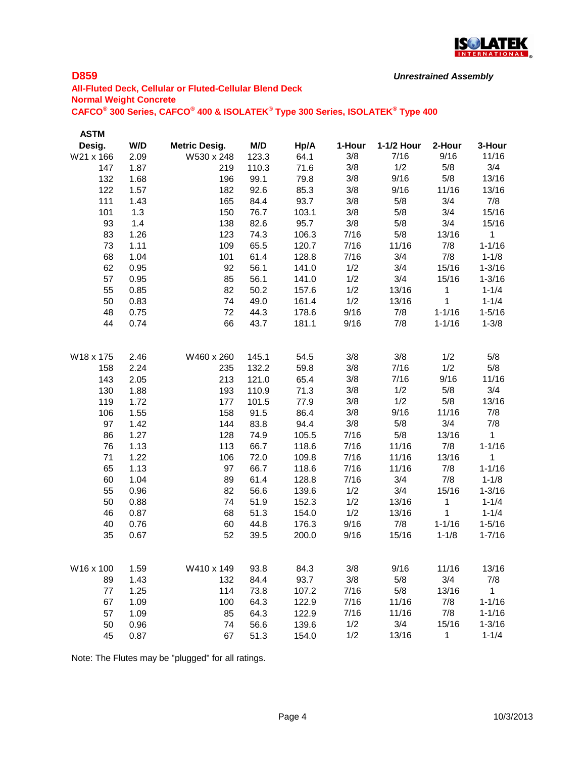## D859

*Unrestrained Assembly*

**All-Fluted Deck, Cellular or Fluted-Cellular Blend Deck**
**Normal Weight Concrete**
**CAFCO® 300 Series, CAFCO® 400 & ISOLATEK® Type 300 Series, ISOLATEK® Type 400**

| ASTM Desig. | W/D | Metric Desig. | M/D | Hp/A | 1-Hour | 1-1/2 Hour | 2-Hour | 3-Hour |
|---|---|---|---|---|---|---|---|---|
| W21 x 166 | 2.09 | W530 x 248 | 123.3 | 64.1 | 3/8 | 7/16 | 9/16 | 11/16 |
| 147 | 1.87 | 219 | 110.3 | 71.6 | 3/8 | 1/2 | 5/8 | 3/4 |
| 132 | 1.68 | 196 | 99.1 | 79.8 | 3/8 | 9/16 | 5/8 | 13/16 |
| 122 | 1.57 | 182 | 92.6 | 85.3 | 3/8 | 9/16 | 11/16 | 13/16 |
| 111 | 1.43 | 165 | 84.4 | 93.7 | 3/8 | 5/8 | 3/4 | 7/8 |
| 101 | 1.3 | 150 | 76.7 | 103.1 | 3/8 | 5/8 | 3/4 | 15/16 |
| 93 | 1.4 | 138 | 82.6 | 95.7 | 3/8 | 5/8 | 3/4 | 15/16 |
| 83 | 1.26 | 123 | 74.3 | 106.3 | 7/16 | 5/8 | 13/16 | 1 |
| 73 | 1.11 | 109 | 65.5 | 120.7 | 7/16 | 11/16 | 7/8 | 1-1/16 |
| 68 | 1.04 | 101 | 61.4 | 128.8 | 7/16 | 3/4 | 7/8 | 1-1/8 |
| 62 | 0.95 | 92 | 56.1 | 141.0 | 1/2 | 3/4 | 15/16 | 1-3/16 |
| 57 | 0.95 | 85 | 56.1 | 141.0 | 1/2 | 3/4 | 15/16 | 1-3/16 |
| 55 | 0.85 | 82 | 50.2 | 157.6 | 1/2 | 13/16 | 1 | 1-1/4 |
| 50 | 0.83 | 74 | 49.0 | 161.4 | 1/2 | 13/16 | 1 | 1-1/4 |
| 48 | 0.75 | 72 | 44.3 | 178.6 | 9/16 | 7/8 | 1-1/16 | 1-5/16 |
| 44 | 0.74 | 66 | 43.7 | 181.1 | 9/16 | 7/8 | 1-1/16 | 1-3/8 |
| W18 x 175 | 2.46 | W460 x 260 | 145.1 | 54.5 | 3/8 | 3/8 | 1/2 | 5/8 |
| 158 | 2.24 | 235 | 132.2 | 59.8 | 3/8 | 7/16 | 1/2 | 5/8 |
| 143 | 2.05 | 213 | 121.0 | 65.4 | 3/8 | 7/16 | 9/16 | 11/16 |
| 130 | 1.88 | 193 | 110.9 | 71.3 | 3/8 | 1/2 | 5/8 | 3/4 |
| 119 | 1.72 | 177 | 101.5 | 77.9 | 3/8 | 1/2 | 5/8 | 13/16 |
| 106 | 1.55 | 158 | 91.5 | 86.4 | 3/8 | 9/16 | 11/16 | 7/8 |
| 97 | 1.42 | 144 | 83.8 | 94.4 | 3/8 | 5/8 | 3/4 | 7/8 |
| 86 | 1.27 | 128 | 74.9 | 105.5 | 7/16 | 5/8 | 13/16 | 1 |
| 76 | 1.13 | 113 | 66.7 | 118.6 | 7/16 | 11/16 | 7/8 | 1-1/16 |
| 71 | 1.22 | 106 | 72.0 | 109.8 | 7/16 | 11/16 | 13/16 | 1 |
| 65 | 1.13 | 97 | 66.7 | 118.6 | 7/16 | 11/16 | 7/8 | 1-1/16 |
| 60 | 1.04 | 89 | 61.4 | 128.8 | 7/16 | 3/4 | 7/8 | 1-1/8 |
| 55 | 0.96 | 82 | 56.6 | 139.6 | 1/2 | 3/4 | 15/16 | 1-3/16 |
| 50 | 0.88 | 74 | 51.9 | 152.3 | 1/2 | 13/16 | 1 | 1-1/4 |
| 46 | 0.87 | 68 | 51.3 | 154.0 | 1/2 | 13/16 | 1 | 1-1/4 |
| 40 | 0.76 | 60 | 44.8 | 176.3 | 9/16 | 7/8 | 1-1/16 | 1-5/16 |
| 35 | 0.67 | 52 | 39.5 | 200.0 | 9/16 | 15/16 | 1-1/8 | 1-7/16 |
| W16 x 100 | 1.59 | W410 x 149 | 93.8 | 84.3 | 3/8 | 9/16 | 11/16 | 13/16 |
| 89 | 1.43 | 132 | 84.4 | 93.7 | 3/8 | 5/8 | 3/4 | 7/8 |
| 77 | 1.25 | 114 | 73.8 | 107.2 | 7/16 | 5/8 | 13/16 | 1 |
| 67 | 1.09 | 100 | 64.3 | 122.9 | 7/16 | 11/16 | 7/8 | 1-1/16 |
| 57 | 1.09 | 85 | 64.3 | 122.9 | 7/16 | 11/16 | 7/8 | 1-1/16 |
| 50 | 0.96 | 74 | 56.6 | 139.6 | 1/2 | 3/4 | 15/16 | 1-3/16 |
| 45 | 0.87 | 67 | 51.3 | 154.0 | 1/2 | 13/16 | 1 | 1-1/4 |

Note: The Flutes may be "plugged" for all ratings.

10/3/2013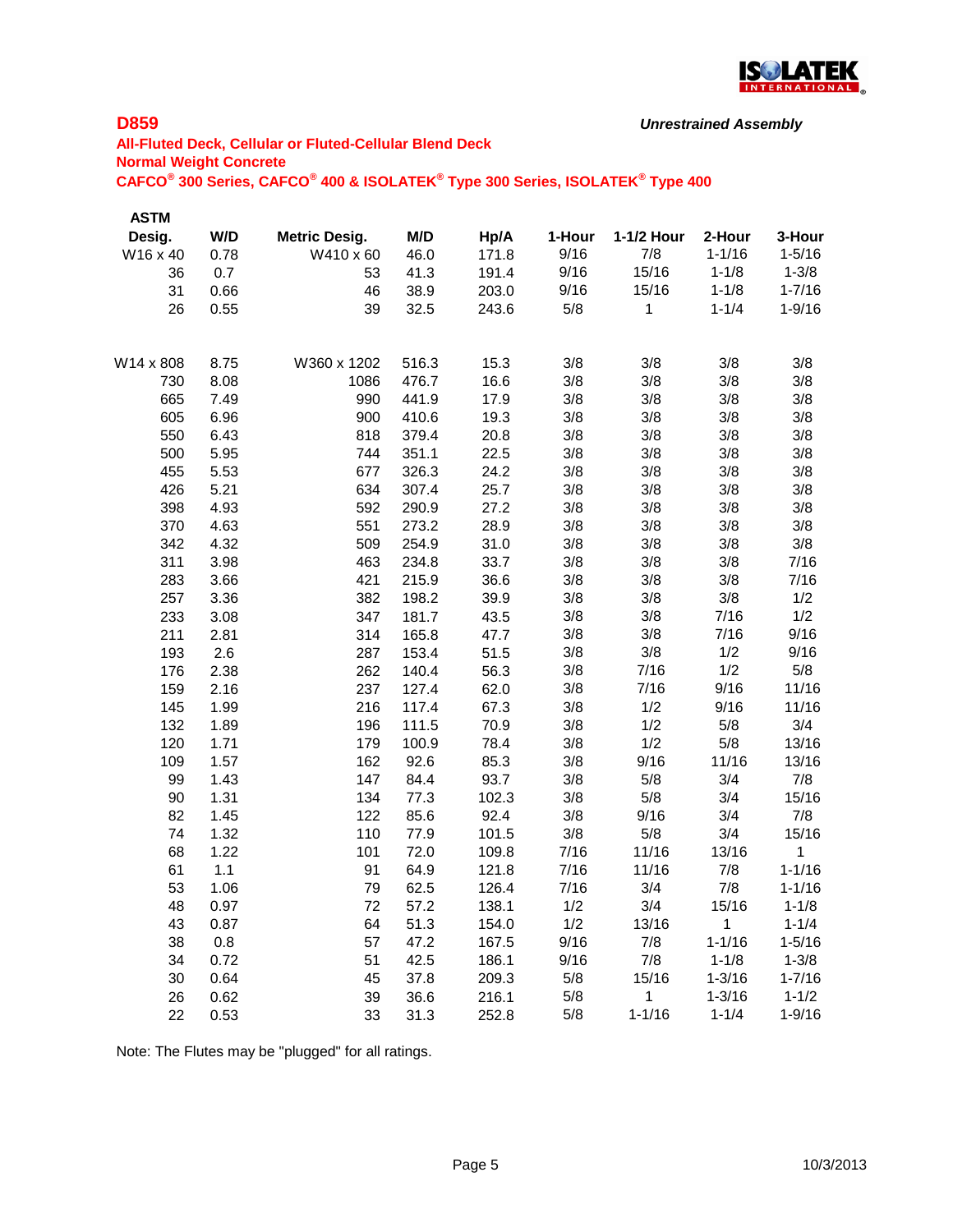**D859**

*Unrestrained Assembly*

**All-Fluted Deck, Cellular or Fluted-Cellular Blend Deck**
**Normal Weight Concrete**
**CAFCO® 300 Series, CAFCO® 400 & ISOLATEK® Type 300 Series, ISOLATEK® Type 400**

| ASTM Desig. | W/D | Metric Desig. | M/D | Hp/A | 1-Hour | 1-1/2 Hour | 2-Hour | 3-Hour |
|---|---|---|---|---|---|---|---|---|
| W16 x 40 | 0.78 | W410 x 60 | 46.0 | 171.8 | 9/16 | 7/8 | 1-1/16 | 1-5/16 |
| 36 | 0.7 | 53 | 41.3 | 191.4 | 9/16 | 15/16 | 1-1/8 | 1-3/8 |
| 31 | 0.66 | 46 | 38.9 | 203.0 | 9/16 | 15/16 | 1-1/8 | 1-7/16 |
| 26 | 0.55 | 39 | 32.5 | 243.6 | 5/8 | 1 | 1-1/4 | 1-9/16 |
| | | | | | | | | |
| W14 x 808 | 8.75 | W360 x 1202 | 516.3 | 15.3 | 3/8 | 3/8 | 3/8 | 3/8 |
| 730 | 8.08 | 1086 | 476.7 | 16.6 | 3/8 | 3/8 | 3/8 | 3/8 |
| 665 | 7.49 | 990 | 441.9 | 17.9 | 3/8 | 3/8 | 3/8 | 3/8 |
| 605 | 6.96 | 900 | 410.6 | 19.3 | 3/8 | 3/8 | 3/8 | 3/8 |
| 550 | 6.43 | 818 | 379.4 | 20.8 | 3/8 | 3/8 | 3/8 | 3/8 |
| 500 | 5.95 | 744 | 351.1 | 22.5 | 3/8 | 3/8 | 3/8 | 3/8 |
| 455 | 5.53 | 677 | 326.3 | 24.2 | 3/8 | 3/8 | 3/8 | 3/8 |
| 426 | 5.21 | 634 | 307.4 | 25.7 | 3/8 | 3/8 | 3/8 | 3/8 |
| 398 | 4.93 | 592 | 290.9 | 27.2 | 3/8 | 3/8 | 3/8 | 3/8 |
| 370 | 4.63 | 551 | 273.2 | 28.9 | 3/8 | 3/8 | 3/8 | 3/8 |
| 342 | 4.32 | 509 | 254.9 | 31.0 | 3/8 | 3/8 | 3/8 | 3/8 |
| 311 | 3.98 | 463 | 234.8 | 33.7 | 3/8 | 3/8 | 3/8 | 7/16 |
| 283 | 3.66 | 421 | 215.9 | 36.6 | 3/8 | 3/8 | 3/8 | 7/16 |
| 257 | 3.36 | 382 | 198.2 | 39.9 | 3/8 | 3/8 | 3/8 | 1/2 |
| 233 | 3.08 | 347 | 181.7 | 43.5 | 3/8 | 3/8 | 7/16 | 1/2 |
| 211 | 2.81 | 314 | 165.8 | 47.7 | 3/8 | 3/8 | 7/16 | 9/16 |
| 193 | 2.6 | 287 | 153.4 | 51.5 | 3/8 | 3/8 | 1/2 | 9/16 |
| 176 | 2.38 | 262 | 140.4 | 56.3 | 3/8 | 7/16 | 1/2 | 5/8 |
| 159 | 2.16 | 237 | 127.4 | 62.0 | 3/8 | 7/16 | 9/16 | 11/16 |
| 145 | 1.99 | 216 | 117.4 | 67.3 | 3/8 | 1/2 | 9/16 | 11/16 |
| 132 | 1.89 | 196 | 111.5 | 70.9 | 3/8 | 1/2 | 5/8 | 3/4 |
| 120 | 1.71 | 179 | 100.9 | 78.4 | 3/8 | 1/2 | 5/8 | 13/16 |
| 109 | 1.57 | 162 | 92.6 | 85.3 | 3/8 | 9/16 | 11/16 | 13/16 |
| 99 | 1.43 | 147 | 84.4 | 93.7 | 3/8 | 5/8 | 3/4 | 7/8 |
| 90 | 1.31 | 134 | 77.3 | 102.3 | 3/8 | 5/8 | 3/4 | 15/16 |
| 82 | 1.45 | 122 | 85.6 | 92.4 | 3/8 | 9/16 | 3/4 | 7/8 |
| 74 | 1.32 | 110 | 77.9 | 101.5 | 3/8 | 5/8 | 3/4 | 15/16 |
| 68 | 1.22 | 101 | 72.0 | 109.8 | 7/16 | 11/16 | 13/16 | 1 |
| 61 | 1.1 | 91 | 64.9 | 121.8 | 7/16 | 11/16 | 7/8 | 1-1/16 |
| 53 | 1.06 | 79 | 62.5 | 126.4 | 7/16 | 3/4 | 7/8 | 1-1/16 |
| 48 | 0.97 | 72 | 57.2 | 138.1 | 1/2 | 3/4 | 15/16 | 1-1/8 |
| 43 | 0.87 | 64 | 51.3 | 154.0 | 1/2 | 13/16 | 1 | 1-1/4 |
| 38 | 0.8 | 57 | 47.2 | 167.5 | 9/16 | 7/8 | 1-1/16 | 1-5/16 |
| 34 | 0.72 | 51 | 42.5 | 186.1 | 9/16 | 7/8 | 1-1/8 | 1-3/8 |
| 30 | 0.64 | 45 | 37.8 | 209.3 | 5/8 | 15/16 | 1-3/16 | 1-7/16 |
| 26 | 0.62 | 39 | 36.6 | 216.1 | 5/8 | 1 | 1-3/16 | 1-1/2 |
| 22 | 0.53 | 33 | 31.3 | 252.8 | 5/8 | 1-1/16 | 1-1/4 | 1-9/16 |

Note: The Flutes may be "plugged" for all ratings.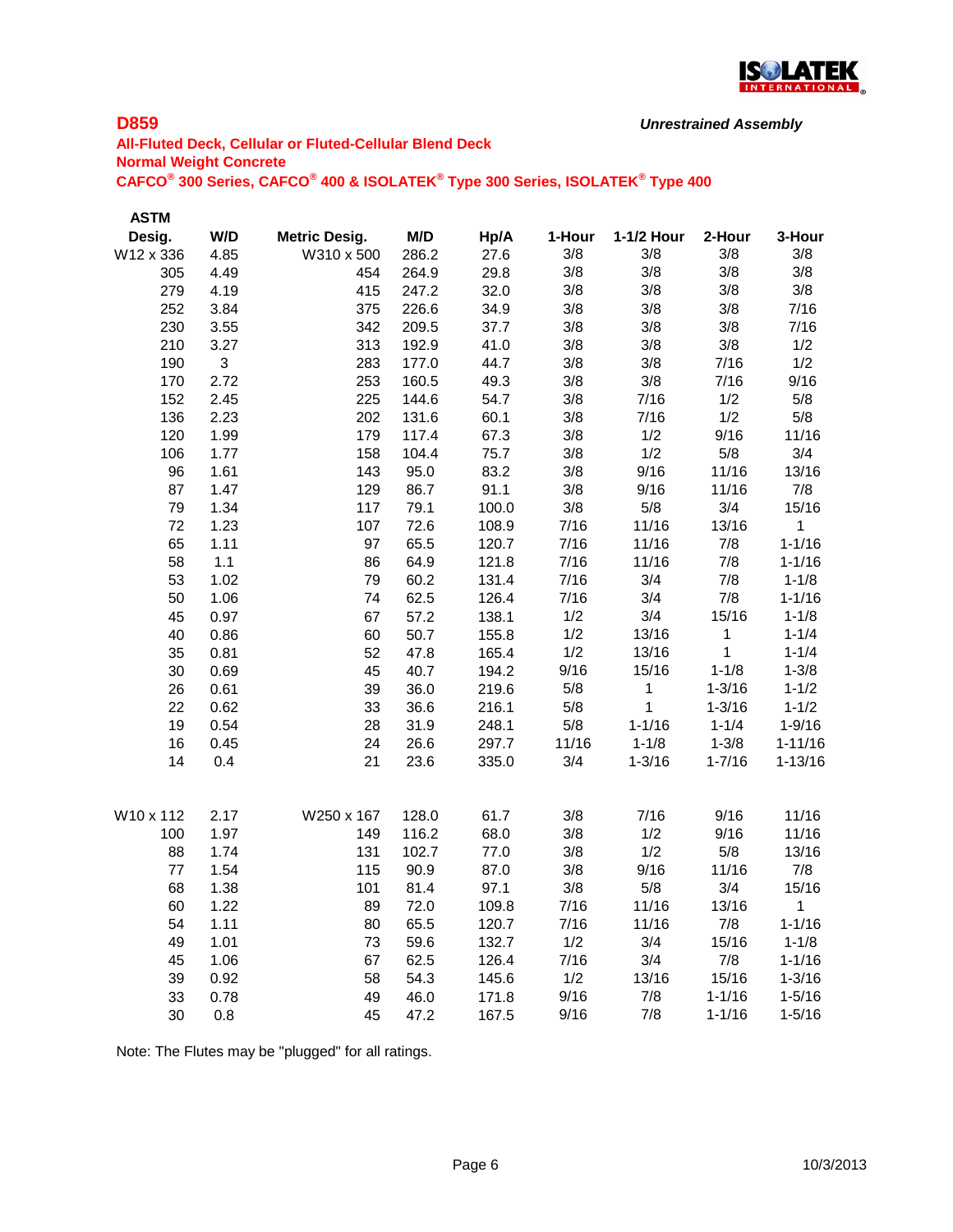## D859

*Unrestrained Assembly*

**All-Fluted Deck, Cellular or Fluted-Cellular Blend Deck**
**Normal Weight Concrete**
**CAFCO® 300 Series, CAFCO® 400 & ISOLATEK® Type 300 Series, ISOLATEK® Type 400**

| ASTM Desig. | W/D | Metric Desig. | M/D | Hp/A | 1-Hour | 1-1/2 Hour | 2-Hour | 3-Hour |
|---|---|---|---|---|---|---|---|---|
| W12 x 336 | 4.85 | W310 x 500 | 286.2 | 27.6 | 3/8 | 3/8 | 3/8 | 3/8 |
| 305 | 4.49 | 454 | 264.9 | 29.8 | 3/8 | 3/8 | 3/8 | 3/8 |
| 279 | 4.19 | 415 | 247.2 | 32.0 | 3/8 | 3/8 | 3/8 | 3/8 |
| 252 | 3.84 | 375 | 226.6 | 34.9 | 3/8 | 3/8 | 3/8 | 7/16 |
| 230 | 3.55 | 342 | 209.5 | 37.7 | 3/8 | 3/8 | 3/8 | 7/16 |
| 210 | 3.27 | 313 | 192.9 | 41.0 | 3/8 | 3/8 | 3/8 | 1/2 |
| 190 | 3 | 283 | 177.0 | 44.7 | 3/8 | 3/8 | 7/16 | 1/2 |
| 170 | 2.72 | 253 | 160.5 | 49.3 | 3/8 | 3/8 | 7/16 | 9/16 |
| 152 | 2.45 | 225 | 144.6 | 54.7 | 3/8 | 7/16 | 1/2 | 5/8 |
| 136 | 2.23 | 202 | 131.6 | 60.1 | 3/8 | 7/16 | 1/2 | 5/8 |
| 120 | 1.99 | 179 | 117.4 | 67.3 | 3/8 | 1/2 | 9/16 | 11/16 |
| 106 | 1.77 | 158 | 104.4 | 75.7 | 3/8 | 1/2 | 5/8 | 3/4 |
| 96 | 1.61 | 143 | 95.0 | 83.2 | 3/8 | 9/16 | 11/16 | 13/16 |
| 87 | 1.47 | 129 | 86.7 | 91.1 | 3/8 | 9/16 | 11/16 | 7/8 |
| 79 | 1.34 | 117 | 79.1 | 100.0 | 3/8 | 5/8 | 3/4 | 15/16 |
| 72 | 1.23 | 107 | 72.6 | 108.9 | 7/16 | 11/16 | 13/16 | 1 |
| 65 | 1.11 | 97 | 65.5 | 120.7 | 7/16 | 11/16 | 7/8 | 1-1/16 |
| 58 | 1.1 | 86 | 64.9 | 121.8 | 7/16 | 11/16 | 7/8 | 1-1/16 |
| 53 | 1.02 | 79 | 60.2 | 131.4 | 7/16 | 3/4 | 7/8 | 1-1/8 |
| 50 | 1.06 | 74 | 62.5 | 126.4 | 7/16 | 3/4 | 7/8 | 1-1/16 |
| 45 | 0.97 | 67 | 57.2 | 138.1 | 1/2 | 3/4 | 15/16 | 1-1/8 |
| 40 | 0.86 | 60 | 50.7 | 155.8 | 1/2 | 13/16 | 1 | 1-1/4 |
| 35 | 0.81 | 52 | 47.8 | 165.4 | 1/2 | 13/16 | 1 | 1-1/4 |
| 30 | 0.69 | 45 | 40.7 | 194.2 | 9/16 | 15/16 | 1-1/8 | 1-3/8 |
| 26 | 0.61 | 39 | 36.0 | 219.6 | 5/8 | 1 | 1-3/16 | 1-1/2 |
| 22 | 0.62 | 33 | 36.6 | 216.1 | 5/8 | 1 | 1-3/16 | 1-1/2 |
| 19 | 0.54 | 28 | 31.9 | 248.1 | 5/8 | 1-1/16 | 1-1/4 | 1-9/16 |
| 16 | 0.45 | 24 | 26.6 | 297.7 | 11/16 | 1-1/8 | 1-3/8 | 1-11/16 |
| 14 | 0.4 | 21 | 23.6 | 335.0 | 3/4 | 1-3/16 | 1-7/16 | 1-13/16 |
| | | | | | | | | |
| W10 x 112 | 2.17 | W250 x 167 | 128.0 | 61.7 | 3/8 | 7/16 | 9/16 | 11/16 |
| 100 | 1.97 | 149 | 116.2 | 68.0 | 3/8 | 1/2 | 9/16 | 11/16 |
| 88 | 1.74 | 131 | 102.7 | 77.0 | 3/8 | 1/2 | 5/8 | 13/16 |
| 77 | 1.54 | 115 | 90.9 | 87.0 | 3/8 | 9/16 | 11/16 | 7/8 |
| 68 | 1.38 | 101 | 81.4 | 97.1 | 3/8 | 5/8 | 3/4 | 15/16 |
| 60 | 1.22 | 89 | 72.0 | 109.8 | 7/16 | 11/16 | 13/16 | 1 |
| 54 | 1.11 | 80 | 65.5 | 120.7 | 7/16 | 11/16 | 7/8 | 1-1/16 |
| 49 | 1.01 | 73 | 59.6 | 132.7 | 1/2 | 3/4 | 15/16 | 1-1/8 |
| 45 | 1.06 | 67 | 62.5 | 126.4 | 7/16 | 3/4 | 7/8 | 1-1/16 |
| 39 | 0.92 | 58 | 54.3 | 145.6 | 1/2 | 13/16 | 15/16 | 1-3/16 |
| 33 | 0.78 | 49 | 46.0 | 171.8 | 9/16 | 7/8 | 1-1/16 | 1-5/16 |
| 30 | 0.8 | 45 | 47.2 | 167.5 | 9/16 | 7/8 | 1-1/16 | 1-5/16 |

Note: The Flutes may be "plugged" for all ratings.

10/3/2013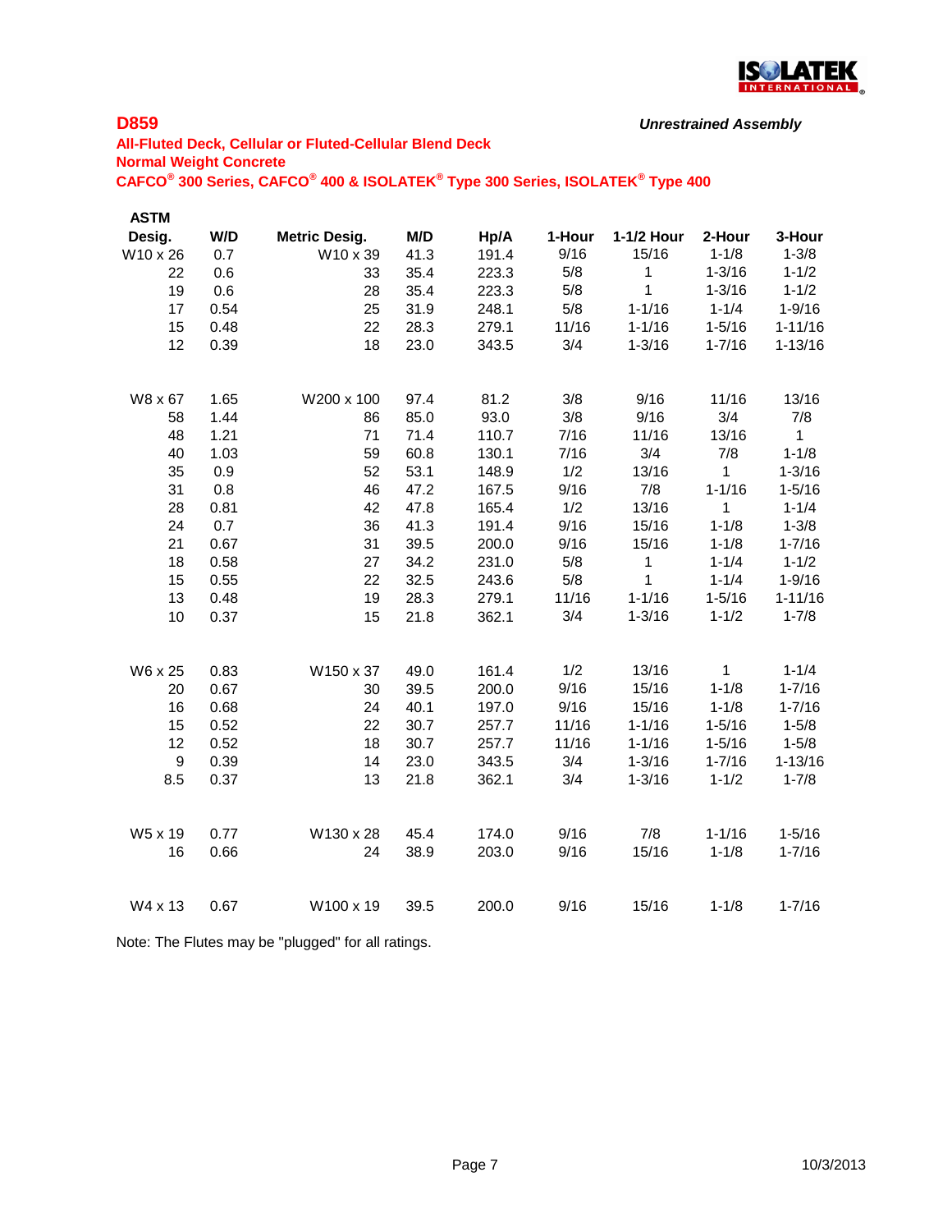## D859

***Unrestrained Assembly***

**All-Fluted Deck, Cellular or Fluted-Cellular Blend Deck**
**Normal Weight Concrete**
**CAFCO® 300 Series, CAFCO® 400 & ISOLATEK® Type 300 Series, ISOLATEK® Type 400**

| ASTM Desig. | W/D | Metric Desig. | M/D | Hp/A | 1-Hour | 1-1/2 Hour | 2-Hour | 3-Hour |
|---|---|---|---|---|---|---|---|---|
| W10 x 26 | 0.7 | W10 x 39 | 41.3 | 191.4 | 9/16 | 15/16 | 1-1/8 | 1-3/8 |
| 22 | 0.6 | 33 | 35.4 | 223.3 | 5/8 | 1 | 1-3/16 | 1-1/2 |
| 19 | 0.6 | 28 | 35.4 | 223.3 | 5/8 | 1 | 1-3/16 | 1-1/2 |
| 17 | 0.54 | 25 | 31.9 | 248.1 | 5/8 | 1-1/16 | 1-1/4 | 1-9/16 |
| 15 | 0.48 | 22 | 28.3 | 279.1 | 11/16 | 1-1/16 | 1-5/16 | 1-11/16 |
| 12 | 0.39 | 18 | 23.0 | 343.5 | 3/4 | 1-3/16 | 1-7/16 | 1-13/16 |
| | | | | | | | | |
| W8 x 67 | 1.65 | W200 x 100 | 97.4 | 81.2 | 3/8 | 9/16 | 11/16 | 13/16 |
| 58 | 1.44 | 86 | 85.0 | 93.0 | 3/8 | 9/16 | 3/4 | 7/8 |
| 48 | 1.21 | 71 | 71.4 | 110.7 | 7/16 | 11/16 | 13/16 | 1 |
| 40 | 1.03 | 59 | 60.8 | 130.1 | 7/16 | 3/4 | 7/8 | 1-1/8 |
| 35 | 0.9 | 52 | 53.1 | 148.9 | 1/2 | 13/16 | 1 | 1-3/16 |
| 31 | 0.8 | 46 | 47.2 | 167.5 | 9/16 | 7/8 | 1-1/16 | 1-5/16 |
| 28 | 0.81 | 42 | 47.8 | 165.4 | 1/2 | 13/16 | 1 | 1-1/4 |
| 24 | 0.7 | 36 | 41.3 | 191.4 | 9/16 | 15/16 | 1-1/8 | 1-3/8 |
| 21 | 0.67 | 31 | 39.5 | 200.0 | 9/16 | 15/16 | 1-1/8 | 1-7/16 |
| 18 | 0.58 | 27 | 34.2 | 231.0 | 5/8 | 1 | 1-1/4 | 1-1/2 |
| 15 | 0.55 | 22 | 32.5 | 243.6 | 5/8 | 1 | 1-1/4 | 1-9/16 |
| 13 | 0.48 | 19 | 28.3 | 279.1 | 11/16 | 1-1/16 | 1-5/16 | 1-11/16 |
| 10 | 0.37 | 15 | 21.8 | 362.1 | 3/4 | 1-3/16 | 1-1/2 | 1-7/8 |
| | | | | | | | | |
| W6 x 25 | 0.83 | W150 x 37 | 49.0 | 161.4 | 1/2 | 13/16 | 1 | 1-1/4 |
| 20 | 0.67 | 30 | 39.5 | 200.0 | 9/16 | 15/16 | 1-1/8 | 1-7/16 |
| 16 | 0.68 | 24 | 40.1 | 197.0 | 9/16 | 15/16 | 1-1/8 | 1-7/16 |
| 15 | 0.52 | 22 | 30.7 | 257.7 | 11/16 | 1-1/16 | 1-5/16 | 1-5/8 |
| 12 | 0.52 | 18 | 30.7 | 257.7 | 11/16 | 1-1/16 | 1-5/16 | 1-5/8 |
| 9 | 0.39 | 14 | 23.0 | 343.5 | 3/4 | 1-3/16 | 1-7/16 | 1-13/16 |
| 8.5 | 0.37 | 13 | 21.8 | 362.1 | 3/4 | 1-3/16 | 1-1/2 | 1-7/8 |
| | | | | | | | | |
| W5 x 19 | 0.77 | W130 x 28 | 45.4 | 174.0 | 9/16 | 7/8 | 1-1/16 | 1-5/16 |
| 16 | 0.66 | 24 | 38.9 | 203.0 | 9/16 | 15/16 | 1-1/8 | 1-7/16 |
| | | | | | | | | |
| W4 x 13 | 0.67 | W100 x 19 | 39.5 | 200.0 | 9/16 | 15/16 | 1-1/8 | 1-7/16 |

Note: The Flutes may be "plugged" for all ratings.